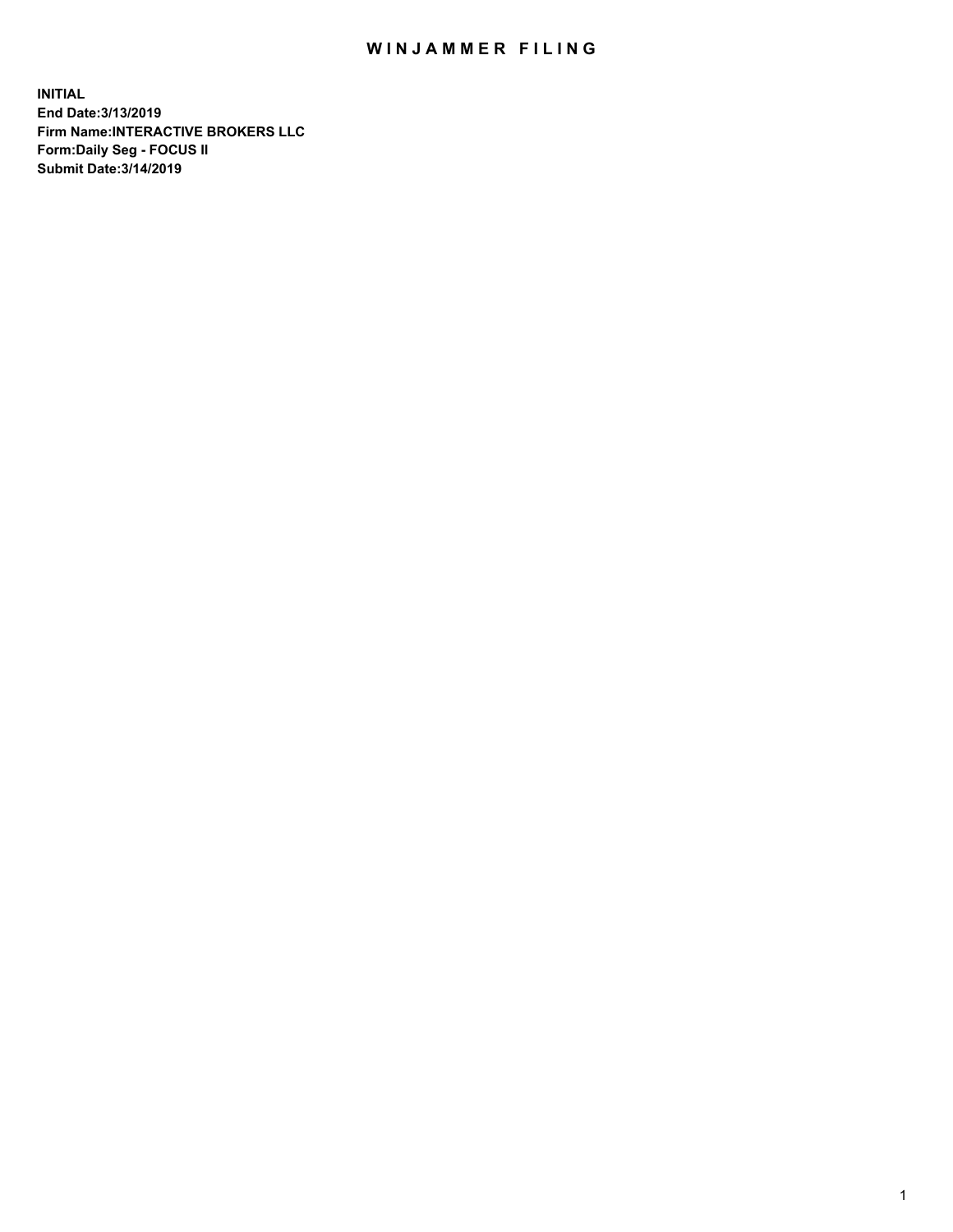# WINJAMMER FILING

**INITIAL**
**End Date:3/13/2019**
**Firm Name:INTERACTIVE BROKERS LLC**
**Form:Daily Seg - FOCUS II**
**Submit Date:3/14/2019**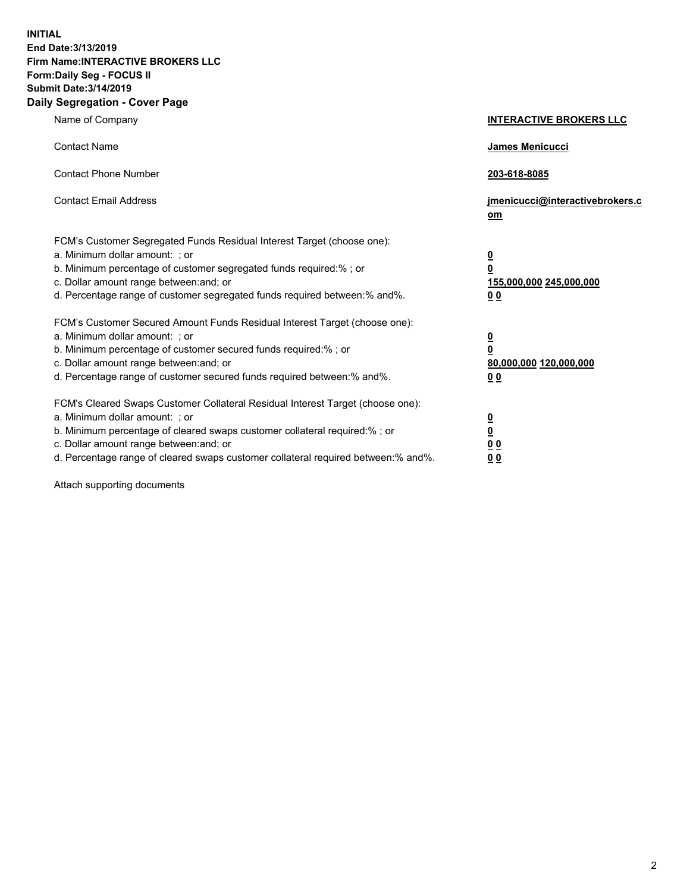**INITIAL**
**End Date:3/13/2019**
**Firm Name:INTERACTIVE BROKERS LLC**
**Form:Daily Seg - FOCUS II**
**Submit Date:3/14/2019**

## Daily Segregation - Cover Page

| | |
|---|---|
| Name of Company | **INTERACTIVE BROKERS LLC** |
| Contact Name | **James Menicucci** |
| Contact Phone Number | **203-618-8085** |
| Contact Email Address | **jmenicucci@interactivebrokers.com** |

FCM's Customer Segregated Funds Residual Interest Target (choose one):

| | |
|---|---|
| a. Minimum dollar amount: ; or | **0** |
| b. Minimum percentage of customer segregated funds required:% ; or | **0** |
| c. Dollar amount range between:and; or | **155,000,000 245,000,000** |
| d. Percentage range of customer segregated funds required between:% and%. | **0 0** |

FCM's Customer Secured Amount Funds Residual Interest Target (choose one):

| | |
|---|---|
| a. Minimum dollar amount: ; or | **0** |
| b. Minimum percentage of customer secured funds required:% ; or | **0** |
| c. Dollar amount range between:and; or | **80,000,000 120,000,000** |
| d. Percentage range of customer secured funds required between:% and%. | **0 0** |

FCM's Cleared Swaps Customer Collateral Residual Interest Target (choose one):

| | |
|---|---|
| a. Minimum dollar amount: ; or | **0** |
| b. Minimum percentage of cleared swaps customer collateral required:% ; or | **0** |
| c. Dollar amount range between:and; or | **0 0** |
| d. Percentage range of cleared swaps customer collateral required between:% and%. | **0 0** |

Attach supporting documents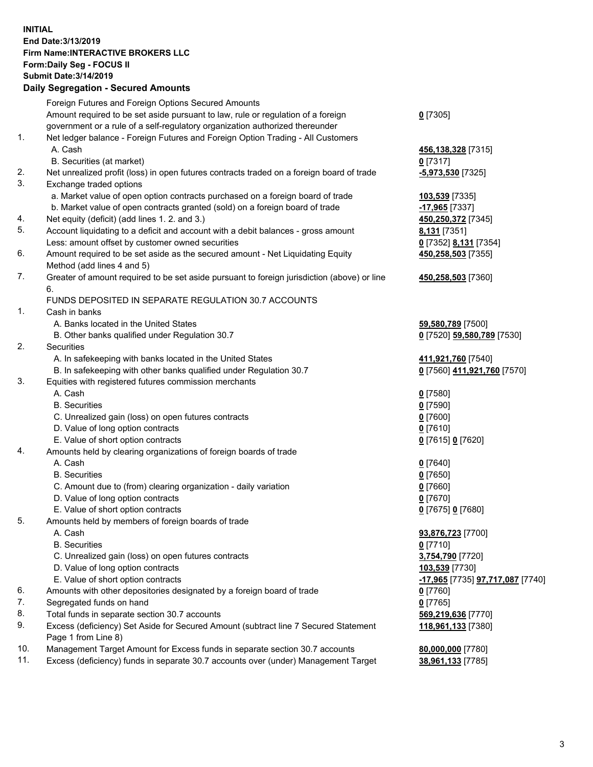**INITIAL**
**End Date:3/13/2019**
**Firm Name:INTERACTIVE BROKERS LLC**
**Form:Daily Seg - FOCUS II**
**Submit Date:3/14/2019**

## Daily Segregation - Secured Amounts

| | | |
|---|---|---|
| | Foreign Futures and Foreign Options Secured Amounts | |
| | Amount required to be set aside pursuant to law, rule or regulation of a foreign government or a rule of a self-regulatory organization authorized thereunder | **0** [7305] |
| 1. | Net ledger balance - Foreign Futures and Foreign Option Trading - All Customers | |
| | A. Cash | **456,138,328** [7315] |
| | B. Securities (at market) | **0** [7317] |
| 2. | Net unrealized profit (loss) in open futures contracts traded on a foreign board of trade | **-5,973,530** [7325] |
| 3. | Exchange traded options | |
| | a. Market value of open option contracts purchased on a foreign board of trade | **103,539** [7335] |
| | b. Market value of open contracts granted (sold) on a foreign board of trade | **-17,965** [7337] |
| 4. | Net equity (deficit) (add lines 1. 2. and 3.) | **450,250,372** [7345] |
| 5. | Account liquidating to a deficit and account with a debit balances - gross amount | **8,131** [7351] |
| | Less: amount offset by customer owned securities | **0** [7352] **8,131** [7354] |
| 6. | Amount required to be set aside as the secured amount - Net Liquidating Equity Method (add lines 4 and 5) | **450,258,503** [7355] |
| 7. | Greater of amount required to be set aside pursuant to foreign jurisdiction (above) or line 6. | **450,258,503** [7360] |
| | FUNDS DEPOSITED IN SEPARATE REGULATION 30.7 ACCOUNTS | |
| 1. | Cash in banks | |
| | A. Banks located in the United States | **59,580,789** [7500] |
| | B. Other banks qualified under Regulation 30.7 | **0** [7520] **59,580,789** [7530] |
| 2. | Securities | |
| | A. In safekeeping with banks located in the United States | **411,921,760** [7540] |
| | B. In safekeeping with other banks qualified under Regulation 30.7 | **0** [7560] **411,921,760** [7570] |
| 3. | Equities with registered futures commission merchants | |
| | A. Cash | **0** [7580] |
| | B. Securities | **0** [7590] |
| | C. Unrealized gain (loss) on open futures contracts | **0** [7600] |
| | D. Value of long option contracts | **0** [7610] |
| | E. Value of short option contracts | **0** [7615] **0** [7620] |
| 4. | Amounts held by clearing organizations of foreign boards of trade | |
| | A. Cash | **0** [7640] |
| | B. Securities | **0** [7650] |
| | C. Amount due to (from) clearing organization - daily variation | **0** [7660] |
| | D. Value of long option contracts | **0** [7670] |
| | E. Value of short option contracts | **0** [7675] **0** [7680] |
| 5. | Amounts held by members of foreign boards of trade | |
| | A. Cash | **93,876,723** [7700] |
| | B. Securities | **0** [7710] |
| | C. Unrealized gain (loss) on open futures contracts | **3,754,790** [7720] |
| | D. Value of long option contracts | **103,539** [7730] |
| | E. Value of short option contracts | **-17,965** [7735] **97,717,087** [7740] |
| 6. | Amounts with other depositories designated by a foreign board of trade | **0** [7760] |
| 7. | Segregated funds on hand | **0** [7765] |
| 8. | Total funds in separate section 30.7 accounts | **569,219,636** [7770] |
| 9. | Excess (deficiency) Set Aside for Secured Amount (subtract line 7 Secured Statement Page 1 from Line 8) | **118,961,133** [7380] |
| 10. | Management Target Amount for Excess funds in separate section 30.7 accounts | **80,000,000** [7780] |
| 11. | Excess (deficiency) funds in separate 30.7 accounts over (under) Management Target | **38,961,133** [7785] |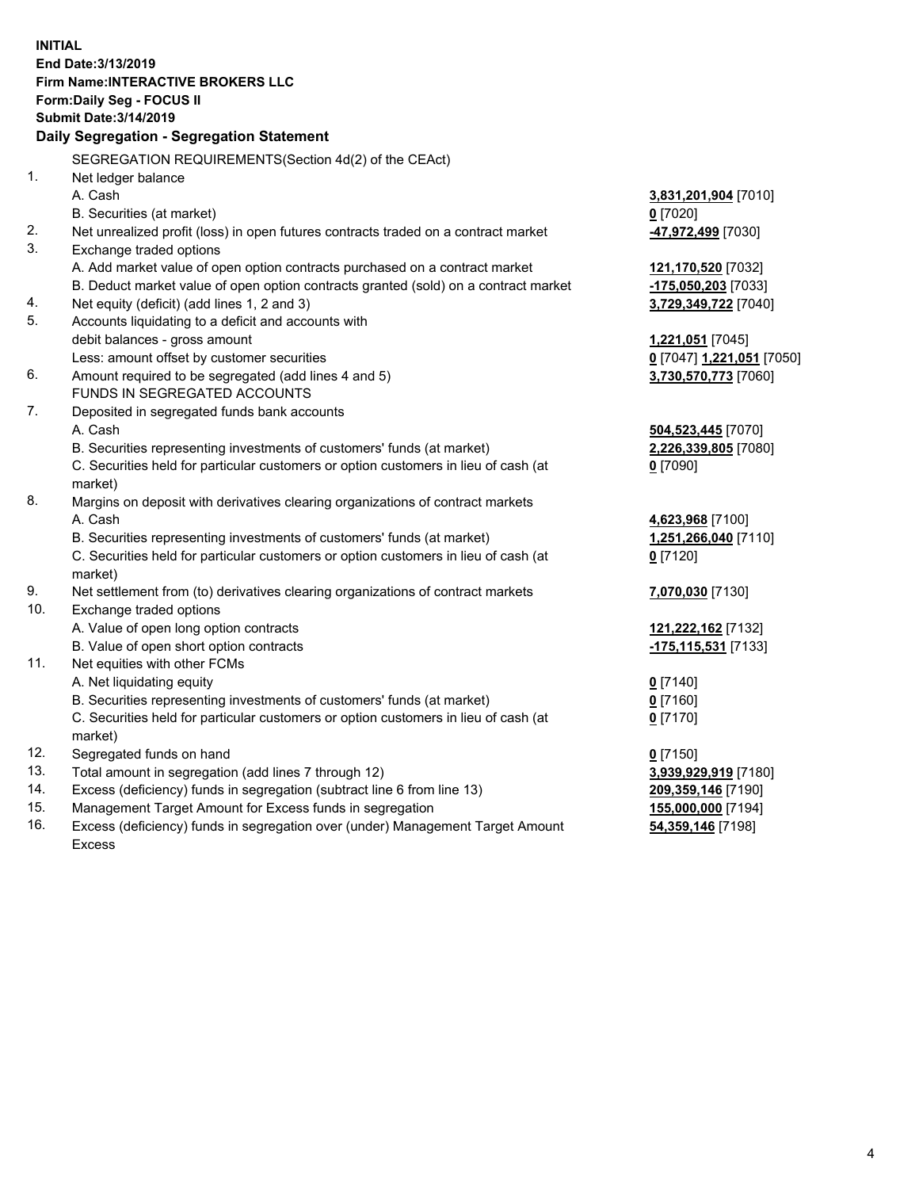**INITIAL**
**End Date:3/13/2019**
**Firm Name:INTERACTIVE BROKERS LLC**
**Form:Daily Seg - FOCUS II**
**Submit Date:3/14/2019**

**Daily Segregation - Segregation Statement**

| | SEGREGATION REQUIREMENTS(Section 4d(2) of the CEAct) | |
|---|---|---|
| 1. | Net ledger balance | |
| | A. Cash | **3,831,201,904** [7010] |
| | B. Securities (at market) | **0** [7020] |
| 2. | Net unrealized profit (loss) in open futures contracts traded on a contract market | **-47,972,499** [7030] |
| 3. | Exchange traded options | |
| | A. Add market value of open option contracts purchased on a contract market | **121,170,520** [7032] |
| | B. Deduct market value of open option contracts granted (sold) on a contract market | **-175,050,203** [7033] |
| 4. | Net equity (deficit) (add lines 1, 2 and 3) | **3,729,349,722** [7040] |
| 5. | Accounts liquidating to a deficit and accounts with debit balances - gross amount | **1,221,051** [7045] |
| | Less: amount offset by customer securities | **0** [7047] **1,221,051** [7050] |
| 6. | Amount required to be segregated (add lines 4 and 5) | **3,730,570,773** [7060] |
| | FUNDS IN SEGREGATED ACCOUNTS | |
| 7. | Deposited in segregated funds bank accounts | |
| | A. Cash | **504,523,445** [7070] |
| | B. Securities representing investments of customers' funds (at market) | **2,226,339,805** [7080] |
| | C. Securities held for particular customers or option customers in lieu of cash (at market) | **0** [7090] |
| 8. | Margins on deposit with derivatives clearing organizations of contract markets | |
| | A. Cash | **4,623,968** [7100] |
| | B. Securities representing investments of customers' funds (at market) | **1,251,266,040** [7110] |
| | C. Securities held for particular customers or option customers in lieu of cash (at market) | **0** [7120] |
| 9. | Net settlement from (to) derivatives clearing organizations of contract markets | **7,070,030** [7130] |
| 10. | Exchange traded options | |
| | A. Value of open long option contracts | **121,222,162** [7132] |
| | B. Value of open short option contracts | **-175,115,531** [7133] |
| 11. | Net equities with other FCMs | |
| | A. Net liquidating equity | **0** [7140] |
| | B. Securities representing investments of customers' funds (at market) | **0** [7160] |
| | C. Securities held for particular customers or option customers in lieu of cash (at market) | **0** [7170] |
| 12. | Segregated funds on hand | **0** [7150] |
| 13. | Total amount in segregation (add lines 7 through 12) | **3,939,929,919** [7180] |
| 14. | Excess (deficiency) funds in segregation (subtract line 6 from line 13) | **209,359,146** [7190] |
| 15. | Management Target Amount for Excess funds in segregation | **155,000,000** [7194] |
| 16. | Excess (deficiency) funds in segregation over (under) Management Target Amount Excess | **54,359,146** [7198] |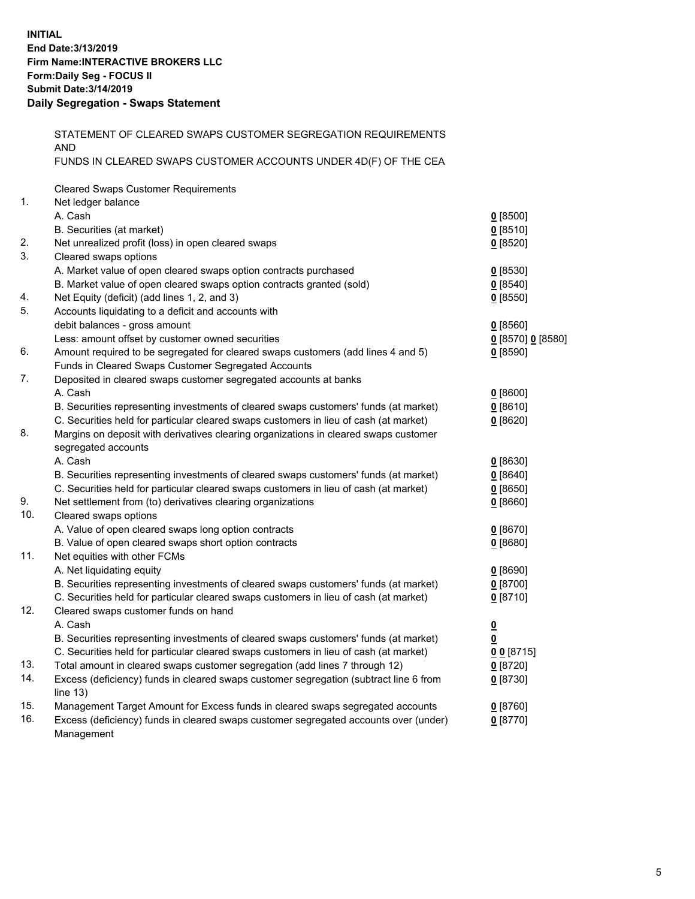**INITIAL**
**End Date:3/13/2019**
**Firm Name:INTERACTIVE BROKERS LLC**
**Form:Daily Seg - FOCUS II**
**Submit Date:3/14/2019**
**Daily Segregation - Swaps Statement**

STATEMENT OF CLEARED SWAPS CUSTOMER SEGREGATION REQUIREMENTS AND FUNDS IN CLEARED SWAPS CUSTOMER ACCOUNTS UNDER 4D(F) OF THE CEA

| | | |
|---|---|---|
| | Cleared Swaps Customer Requirements | |
| 1. | Net ledger balance | |
| | A. Cash | 0 [8500] |
| | B. Securities (at market) | 0 [8510] |
| 2. | Net unrealized profit (loss) in open cleared swaps | 0 [8520] |
| 3. | Cleared swaps options | |
| | A. Market value of open cleared swaps option contracts purchased | 0 [8530] |
| | B. Market value of open cleared swaps option contracts granted (sold) | 0 [8540] |
| 4. | Net Equity (deficit) (add lines 1, 2, and 3) | 0 [8550] |
| 5. | Accounts liquidating to a deficit and accounts with debit balances - gross amount | 0 [8560] |
| | Less: amount offset by customer owned securities | 0 [8570] 0 [8580] |
| 6. | Amount required to be segregated for cleared swaps customers (add lines 4 and 5) | 0 [8590] |
| | Funds in Cleared Swaps Customer Segregated Accounts | |
| 7. | Deposited in cleared swaps customer segregated accounts at banks | |
| | A. Cash | 0 [8600] |
| | B. Securities representing investments of cleared swaps customers' funds (at market) | 0 [8610] |
| | C. Securities held for particular cleared swaps customers in lieu of cash (at market) | 0 [8620] |
| 8. | Margins on deposit with derivatives clearing organizations in cleared swaps customer segregated accounts | |
| | A. Cash | 0 [8630] |
| | B. Securities representing investments of cleared swaps customers' funds (at market) | 0 [8640] |
| | C. Securities held for particular cleared swaps customers in lieu of cash (at market) | 0 [8650] |
| 9. | Net settlement from (to) derivatives clearing organizations | 0 [8660] |
| 10. | Cleared swaps options | |
| | A. Value of open cleared swaps long option contracts | 0 [8670] |
| | B. Value of open cleared swaps short option contracts | 0 [8680] |
| 11. | Net equities with other FCMs | |
| | A. Net liquidating equity | 0 [8690] |
| | B. Securities representing investments of cleared swaps customers' funds (at market) | 0 [8700] |
| | C. Securities held for particular cleared swaps customers in lieu of cash (at market) | 0 [8710] |
| 12. | Cleared swaps customer funds on hand | |
| | A. Cash | 0 |
| | B. Securities representing investments of cleared swaps customers' funds (at market) | 0 |
| | C. Securities held for particular cleared swaps customers in lieu of cash (at market) | 0 0 [8715] |
| 13. | Total amount in cleared swaps customer segregation (add lines 7 through 12) | 0 [8720] |
| 14. | Excess (deficiency) funds in cleared swaps customer segregation (subtract line 6 from line 13) | 0 [8730] |
| 15. | Management Target Amount for Excess funds in cleared swaps segregated accounts | 0 [8760] |
| 16. | Excess (deficiency) funds in cleared swaps customer segregated accounts over (under) Management | 0 [8770] |